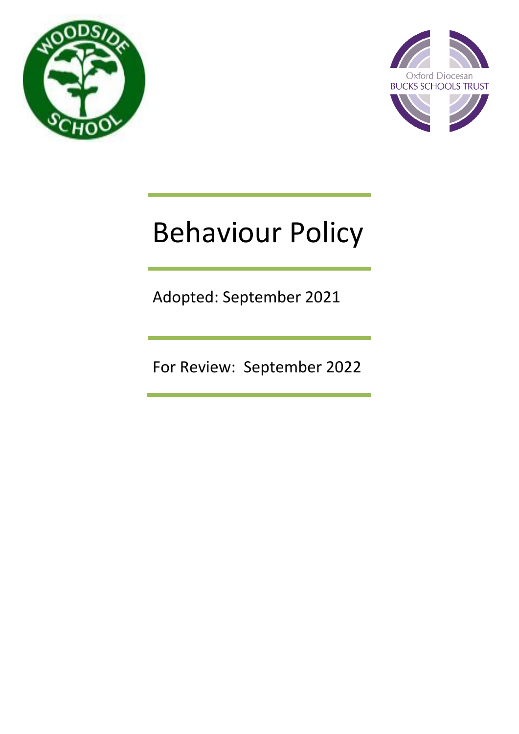# Behaviour Policy

Adopted: September 2021

For Review: September 2022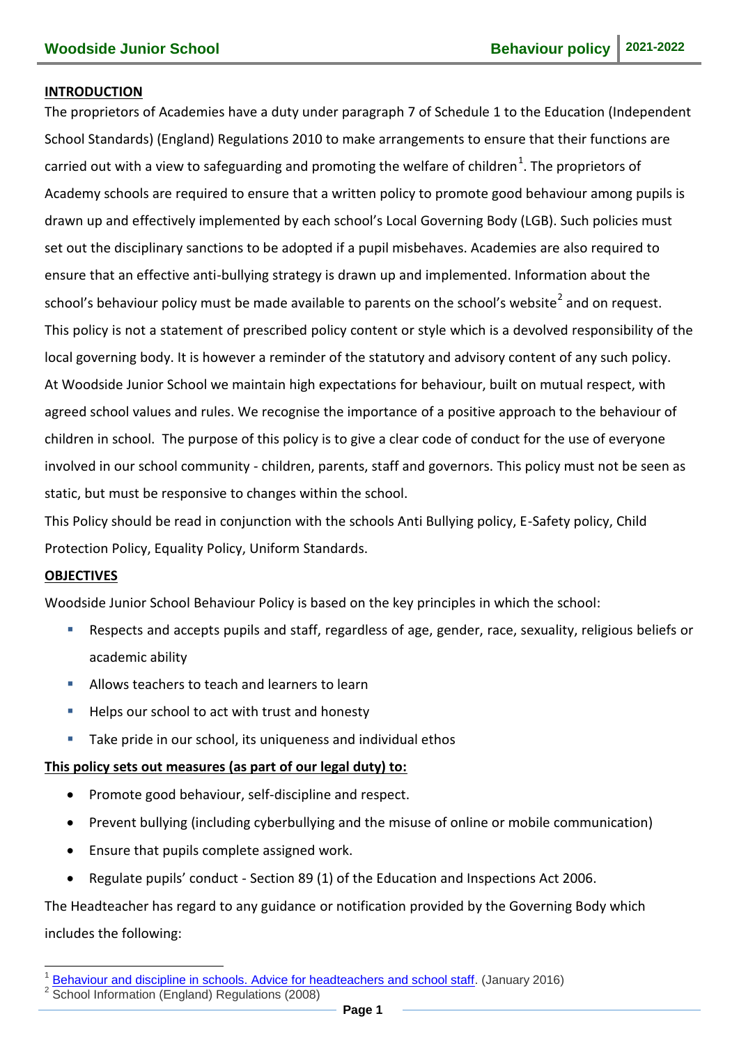## INTRODUCTION

The proprietors of Academies have a duty under paragraph 7 of Schedule 1 to the Education (Independent School Standards) (England) Regulations 2010 to make arrangements to ensure that their functions are carried out with a view to safeguarding and promoting the welfare of children[1]. The proprietors of Academy schools are required to ensure that a written policy to promote good behaviour among pupils is drawn up and effectively implemented by each school's Local Governing Body (LGB). Such policies must set out the disciplinary sanctions to be adopted if a pupil misbehaves. Academies are also required to ensure that an effective anti-bullying strategy is drawn up and implemented. Information about the school's behaviour policy must be made available to parents on the school's website[2] and on request. This policy is not a statement of prescribed policy content or style which is a devolved responsibility of the local governing body. It is however a reminder of the statutory and advisory content of any such policy.

At Woodside Junior School we maintain high expectations for behaviour, built on mutual respect, with agreed school values and rules. We recognise the importance of a positive approach to the behaviour of children in school. The purpose of this policy is to give a clear code of conduct for the use of everyone involved in our school community - children, parents, staff and governors. This policy must not be seen as static, but must be responsive to changes within the school.

This Policy should be read in conjunction with the schools Anti Bullying policy, E-Safety policy, Child Protection Policy, Equality Policy, Uniform Standards.

## OBJECTIVES

Woodside Junior School Behaviour Policy is based on the key principles in which the school:

- Respects and accepts pupils and staff, regardless of age, gender, race, sexuality, religious beliefs or academic ability
- Allows teachers to teach and learners to learn
- Helps our school to act with trust and honesty
- Take pride in our school, its uniqueness and individual ethos

**This policy sets out measures (as part of our legal duty) to:**

- Promote good behaviour, self-discipline and respect.
- Prevent bullying (including cyberbullying and the misuse of online or mobile communication)
- Ensure that pupils complete assigned work.
- Regulate pupils' conduct - Section 89 (1) of the Education and Inspections Act 2006.

The Headteacher has regard to any guidance or notification provided by the Governing Body which includes the following:

---

[1] Behaviour and discipline in schools. Advice for headteachers and school staff. (January 2016)

[2] School Information (England) Regulations (2008)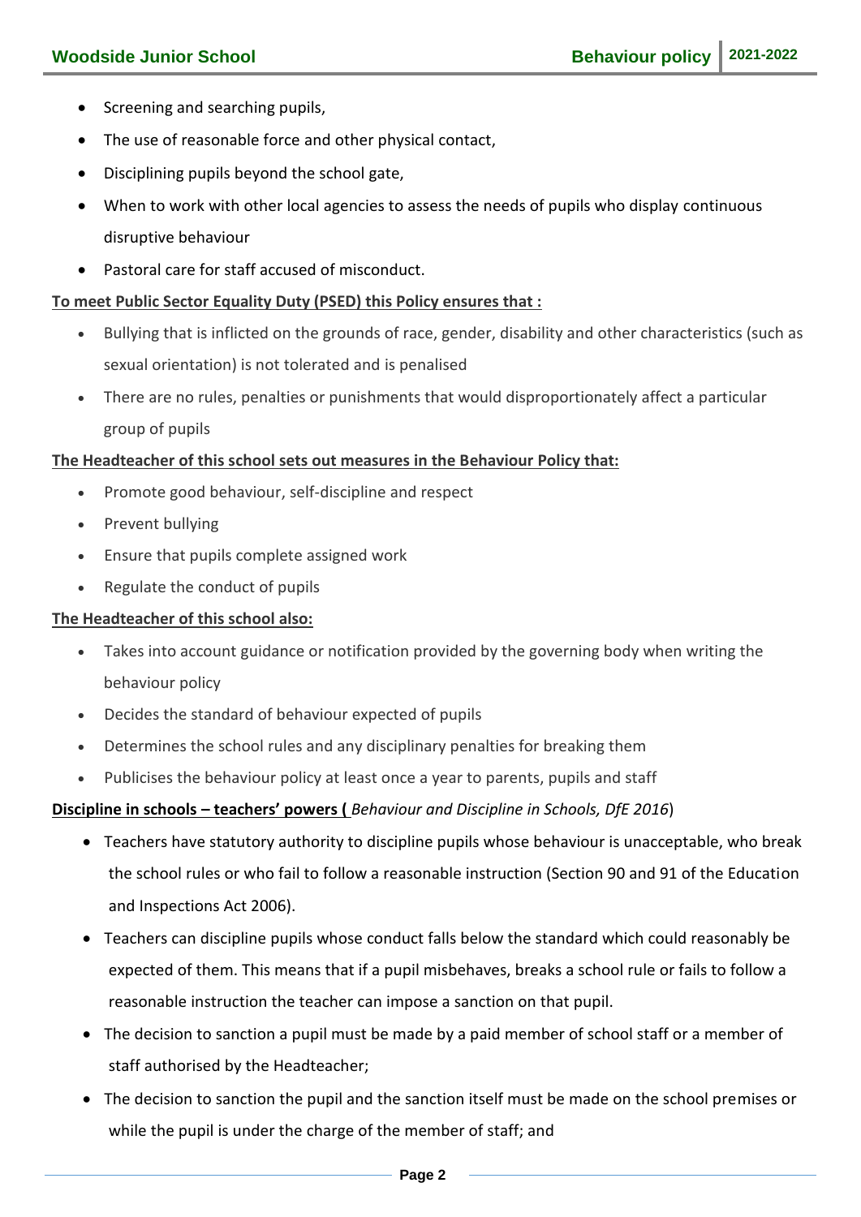- Screening and searching pupils,
- The use of reasonable force and other physical contact,
- Disciplining pupils beyond the school gate,
- When to work with other local agencies to assess the needs of pupils who display continuous disruptive behaviour
- Pastoral care for staff accused of misconduct.

**To meet Public Sector Equality Duty (PSED) this Policy ensures that :**

- Bullying that is inflicted on the grounds of race, gender, disability and other characteristics (such as sexual orientation) is not tolerated and is penalised
- There are no rules, penalties or punishments that would disproportionately affect a particular group of pupils

**The Headteacher of this school sets out measures in the Behaviour Policy that:**

- Promote good behaviour, self-discipline and respect
- Prevent bullying
- Ensure that pupils complete assigned work
- Regulate the conduct of pupils

**The Headteacher of this school also:**

- Takes into account guidance or notification provided by the governing body when writing the behaviour policy
- Decides the standard of behaviour expected of pupils
- Determines the school rules and any disciplinary penalties for breaking them
- Publicises the behaviour policy at least once a year to parents, pupils and staff

**Discipline in schools – teachers' powers (** *Behaviour and Discipline in Schools, DfE 2016*)

- Teachers have statutory authority to discipline pupils whose behaviour is unacceptable, who break the school rules or who fail to follow a reasonable instruction (Section 90 and 91 of the Education and Inspections Act 2006).
- Teachers can discipline pupils whose conduct falls below the standard which could reasonably be expected of them. This means that if a pupil misbehaves, breaks a school rule or fails to follow a reasonable instruction the teacher can impose a sanction on that pupil.
- The decision to sanction a pupil must be made by a paid member of school staff or a member of staff authorised by the Headteacher;
- The decision to sanction the pupil and the sanction itself must be made on the school premises or while the pupil is under the charge of the member of staff; and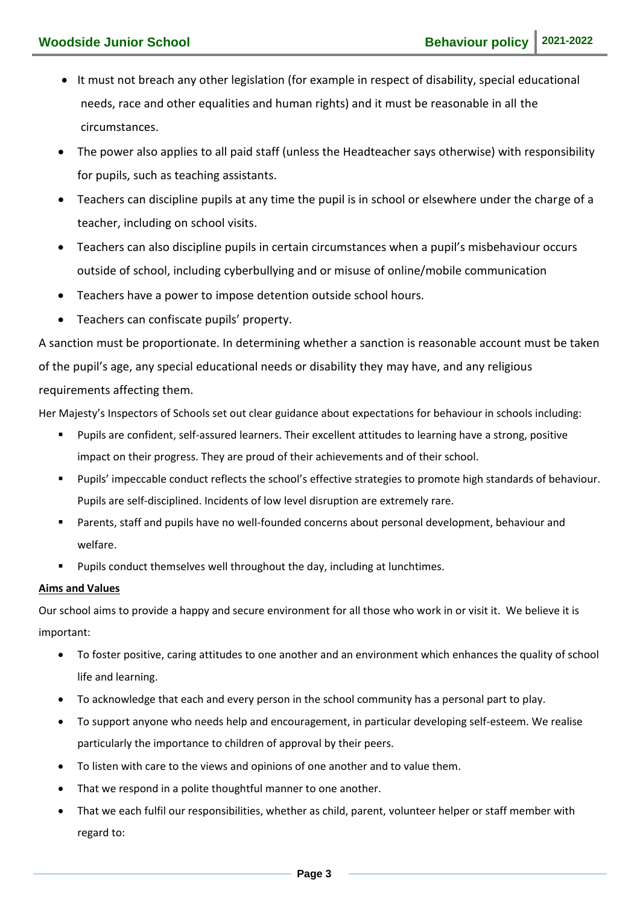- It must not breach any other legislation (for example in respect of disability, special educational needs, race and other equalities and human rights) and it must be reasonable in all the circumstances.
- The power also applies to all paid staff (unless the Headteacher says otherwise) with responsibility for pupils, such as teaching assistants.
- Teachers can discipline pupils at any time the pupil is in school or elsewhere under the charge of a teacher, including on school visits.
- Teachers can also discipline pupils in certain circumstances when a pupil's misbehaviour occurs outside of school, including cyberbullying and or misuse of online/mobile communication
- Teachers have a power to impose detention outside school hours.
- Teachers can confiscate pupils' property.

A sanction must be proportionate. In determining whether a sanction is reasonable account must be taken of the pupil's age, any special educational needs or disability they may have, and any religious requirements affecting them.

Her Majesty's Inspectors of Schools set out clear guidance about expectations for behaviour in schools including:

- Pupils are confident, self-assured learners. Their excellent attitudes to learning have a strong, positive impact on their progress. They are proud of their achievements and of their school.
- Pupils' impeccable conduct reflects the school's effective strategies to promote high standards of behaviour. Pupils are self-disciplined. Incidents of low level disruption are extremely rare.
- Parents, staff and pupils have no well-founded concerns about personal development, behaviour and welfare.
- Pupils conduct themselves well throughout the day, including at lunchtimes.

**Aims and Values**

Our school aims to provide a happy and secure environment for all those who work in or visit it. We believe it is important:

- To foster positive, caring attitudes to one another and an environment which enhances the quality of school life and learning.
- To acknowledge that each and every person in the school community has a personal part to play.
- To support anyone who needs help and encouragement, in particular developing self-esteem. We realise particularly the importance to children of approval by their peers.
- To listen with care to the views and opinions of one another and to value them.
- That we respond in a polite thoughtful manner to one another.
- That we each fulfil our responsibilities, whether as child, parent, volunteer helper or staff member with regard to: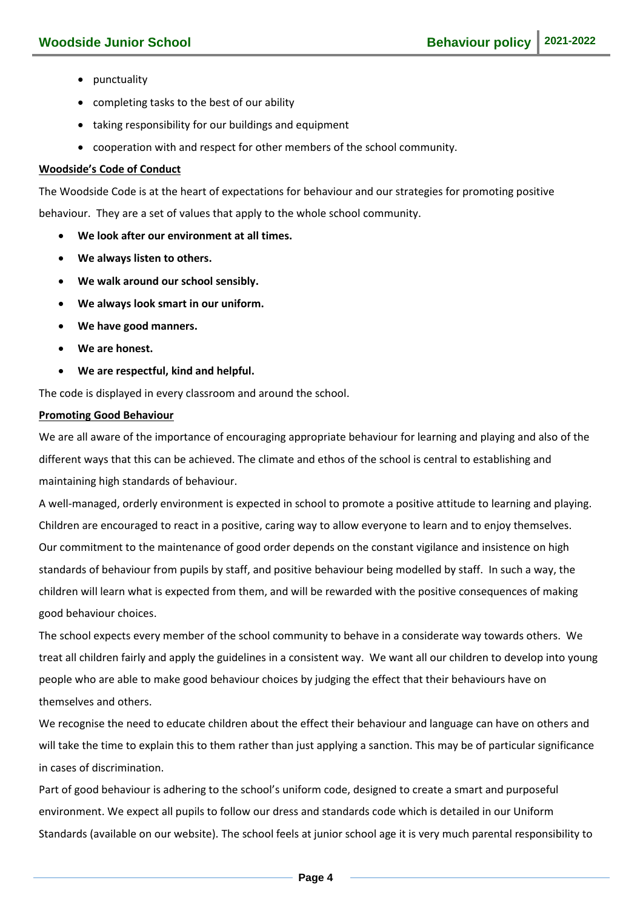- punctuality
- completing tasks to the best of our ability
- taking responsibility for our buildings and equipment
- cooperation with and respect for other members of the school community.

**Woodside's Code of Conduct**

The Woodside Code is at the heart of expectations for behaviour and our strategies for promoting positive behaviour. They are a set of values that apply to the whole school community.

- **We look after our environment at all times.**
- **We always listen to others.**
- **We walk around our school sensibly.**
- **We always look smart in our uniform.**
- **We have good manners.**
- **We are honest.**
- **We are respectful, kind and helpful.**

The code is displayed in every classroom and around the school.

**Promoting Good Behaviour**

We are all aware of the importance of encouraging appropriate behaviour for learning and playing and also of the different ways that this can be achieved. The climate and ethos of the school is central to establishing and maintaining high standards of behaviour.

A well-managed, orderly environment is expected in school to promote a positive attitude to learning and playing. Children are encouraged to react in a positive, caring way to allow everyone to learn and to enjoy themselves. Our commitment to the maintenance of good order depends on the constant vigilance and insistence on high standards of behaviour from pupils by staff, and positive behaviour being modelled by staff. In such a way, the children will learn what is expected from them, and will be rewarded with the positive consequences of making good behaviour choices.

The school expects every member of the school community to behave in a considerate way towards others. We treat all children fairly and apply the guidelines in a consistent way. We want all our children to develop into young people who are able to make good behaviour choices by judging the effect that their behaviours have on themselves and others.

We recognise the need to educate children about the effect their behaviour and language can have on others and will take the time to explain this to them rather than just applying a sanction. This may be of particular significance in cases of discrimination.

Part of good behaviour is adhering to the school's uniform code, designed to create a smart and purposeful environment. We expect all pupils to follow our dress and standards code which is detailed in our Uniform Standards (available on our website). The school feels at junior school age it is very much parental responsibility to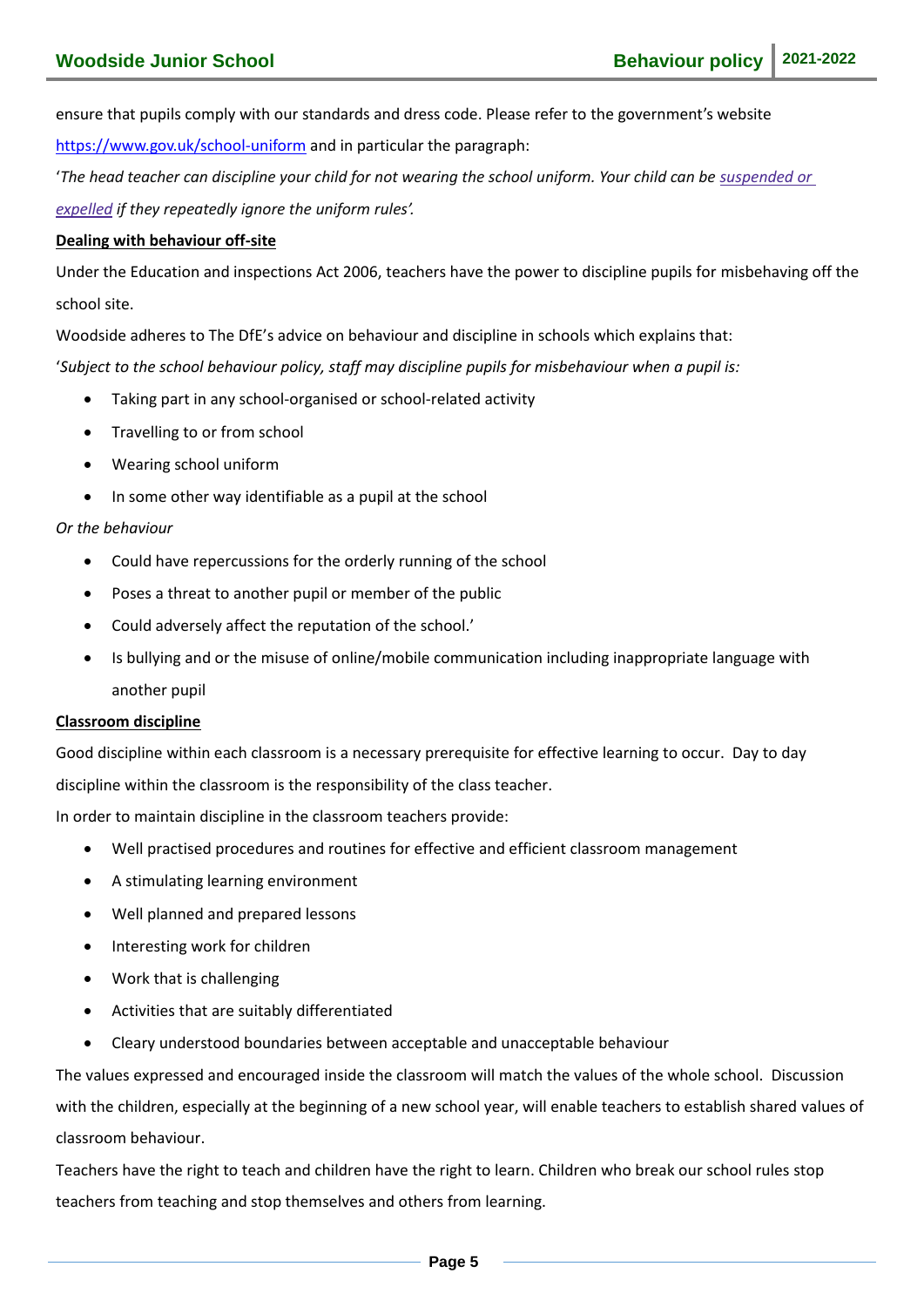ensure that pupils comply with our standards and dress code. Please refer to the government's website [https://www.gov.uk/school-uniform](https://www.gov.uk/school-uniform) and in particular the paragraph:

'*The head teacher can discipline your child for not wearing the school uniform. Your child can be [suspended or expelled](#) if they repeatedly ignore the uniform rules'.*

**Dealing with behaviour off-site**

Under the Education and inspections Act 2006, teachers have the power to discipline pupils for misbehaving off the school site.

Woodside adheres to The DfE's advice on behaviour and discipline in schools which explains that:

'*Subject to the school behaviour policy, staff may discipline pupils for misbehaviour when a pupil is:*

- Taking part in any school-organised or school-related activity
- Travelling to or from school
- Wearing school uniform
- In some other way identifiable as a pupil at the school

*Or the behaviour*

- Could have repercussions for the orderly running of the school
- Poses a threat to another pupil or member of the public
- Could adversely affect the reputation of the school.'
- Is bullying and or the misuse of online/mobile communication including inappropriate language with another pupil

**Classroom discipline**

Good discipline within each classroom is a necessary prerequisite for effective learning to occur. Day to day discipline within the classroom is the responsibility of the class teacher.

In order to maintain discipline in the classroom teachers provide:

- Well practised procedures and routines for effective and efficient classroom management
- A stimulating learning environment
- Well planned and prepared lessons
- Interesting work for children
- Work that is challenging
- Activities that are suitably differentiated
- Cleary understood boundaries between acceptable and unacceptable behaviour

The values expressed and encouraged inside the classroom will match the values of the whole school. Discussion with the children, especially at the beginning of a new school year, will enable teachers to establish shared values of classroom behaviour.

Teachers have the right to teach and children have the right to learn. Children who break our school rules stop teachers from teaching and stop themselves and others from learning.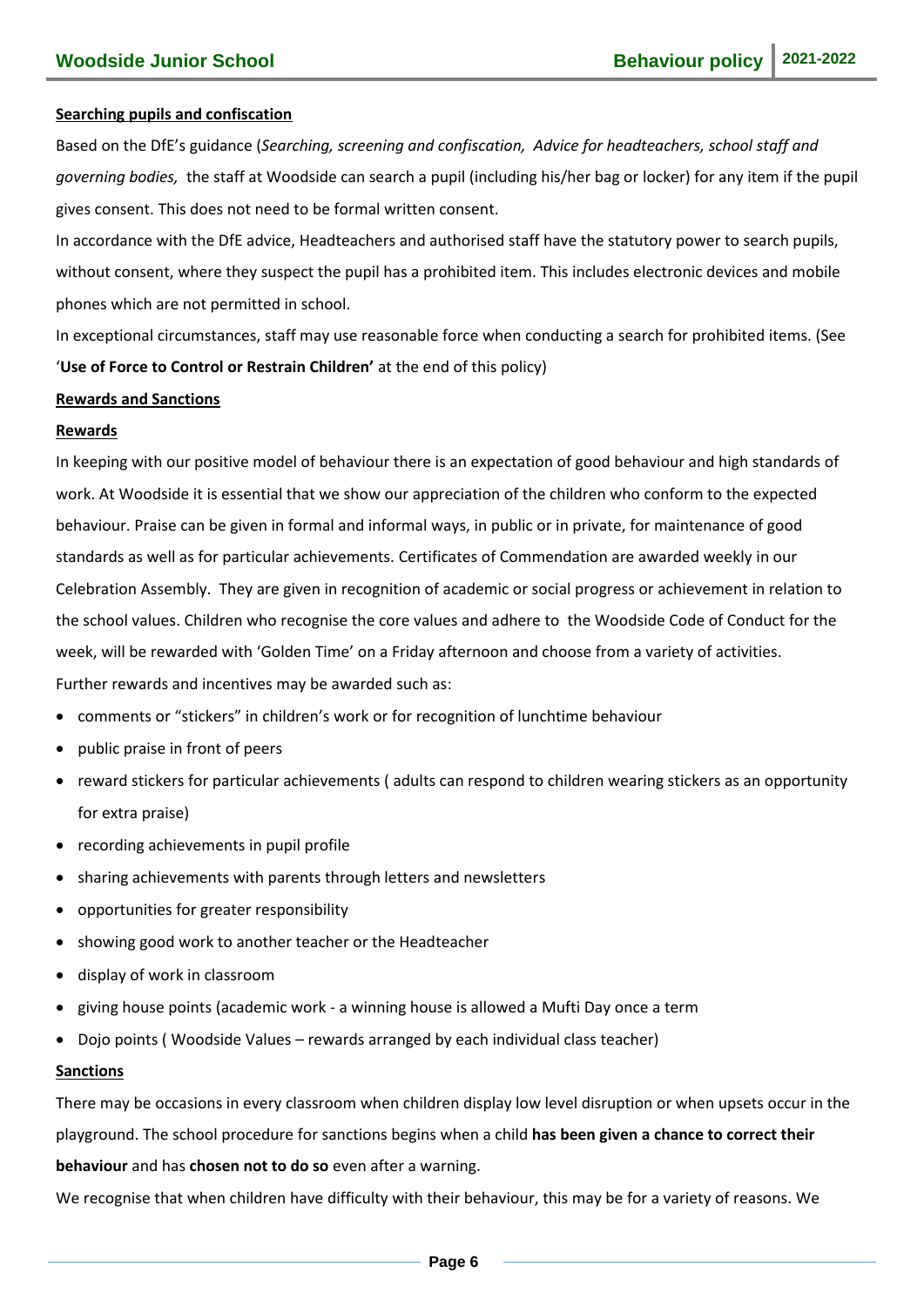**Searching pupils and confiscation**

Based on the DfE's guidance (*Searching, screening and confiscation, Advice for headteachers, school staff and governing bodies,* the staff at Woodside can search a pupil (including his/her bag or locker) for any item if the pupil gives consent. This does not need to be formal written consent.

In accordance with the DfE advice, Headteachers and authorised staff have the statutory power to search pupils, without consent, where they suspect the pupil has a prohibited item. This includes electronic devices and mobile phones which are not permitted in school.

In exceptional circumstances, staff may use reasonable force when conducting a search for prohibited items. (See '**Use of Force to Control or Restrain Children'** at the end of this policy)

**Rewards and Sanctions**

**Rewards**

In keeping with our positive model of behaviour there is an expectation of good behaviour and high standards of work. At Woodside it is essential that we show our appreciation of the children who conform to the expected behaviour. Praise can be given in formal and informal ways, in public or in private, for maintenance of good standards as well as for particular achievements. Certificates of Commendation are awarded weekly in our Celebration Assembly. They are given in recognition of academic or social progress or achievement in relation to the school values. Children who recognise the core values and adhere to the Woodside Code of Conduct for the week, will be rewarded with 'Golden Time' on a Friday afternoon and choose from a variety of activities.

Further rewards and incentives may be awarded such as:

- comments or "stickers" in children's work or for recognition of lunchtime behaviour
- public praise in front of peers
- reward stickers for particular achievements ( adults can respond to children wearing stickers as an opportunity for extra praise)
- recording achievements in pupil profile
- sharing achievements with parents through letters and newsletters
- opportunities for greater responsibility
- showing good work to another teacher or the Headteacher
- display of work in classroom
- giving house points (academic work - a winning house is allowed a Mufti Day once a term
- Dojo points ( Woodside Values – rewards arranged by each individual class teacher)

**Sanctions**

There may be occasions in every classroom when children display low level disruption or when upsets occur in the playground. The school procedure for sanctions begins when a child **has been given a chance to correct their behaviour** and has **chosen not to do so** even after a warning.

We recognise that when children have difficulty with their behaviour, this may be for a variety of reasons. We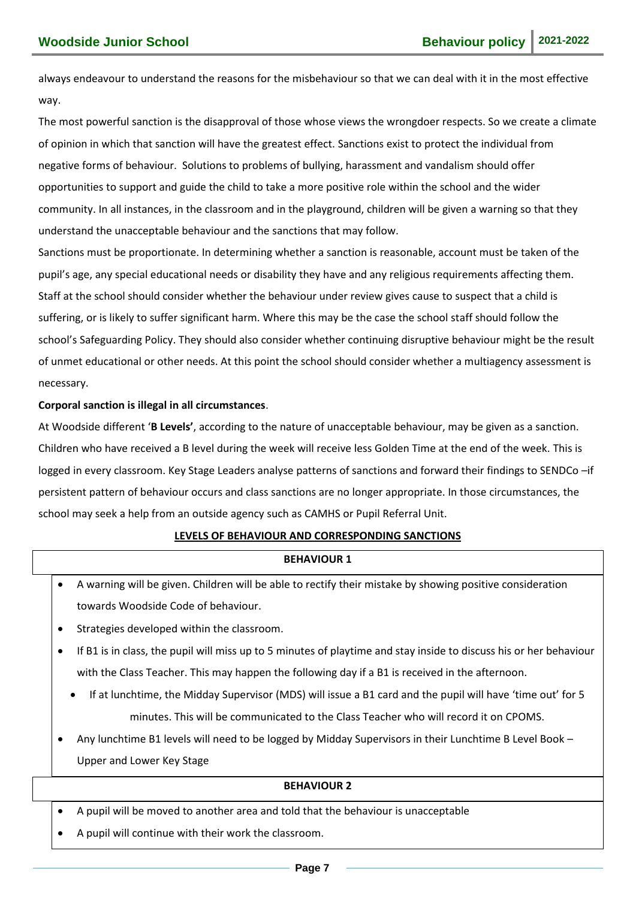always endeavour to understand the reasons for the misbehaviour so that we can deal with it in the most effective way.

The most powerful sanction is the disapproval of those whose views the wrongdoer respects. So we create a climate of opinion in which that sanction will have the greatest effect. Sanctions exist to protect the individual from negative forms of behaviour. Solutions to problems of bullying, harassment and vandalism should offer opportunities to support and guide the child to take a more positive role within the school and the wider community. In all instances, in the classroom and in the playground, children will be given a warning so that they understand the unacceptable behaviour and the sanctions that may follow.

Sanctions must be proportionate. In determining whether a sanction is reasonable, account must be taken of the pupil's age, any special educational needs or disability they have and any religious requirements affecting them. Staff at the school should consider whether the behaviour under review gives cause to suspect that a child is suffering, or is likely to suffer significant harm. Where this may be the case the school staff should follow the school's Safeguarding Policy. They should also consider whether continuing disruptive behaviour might be the result of unmet educational or other needs. At this point the school should consider whether a multiagency assessment is necessary.

**Corporal sanction is illegal in all circumstances**.

At Woodside different '**B Levels'**, according to the nature of unacceptable behaviour, may be given as a sanction. Children who have received a B level during the week will receive less Golden Time at the end of the week. This is logged in every classroom. Key Stage Leaders analyse patterns of sanctions and forward their findings to SENDCo –if persistent pattern of behaviour occurs and class sanctions are no longer appropriate. In those circumstances, the school may seek a help from an outside agency such as CAMHS or Pupil Referral Unit.

**LEVELS OF BEHAVIOUR AND CORRESPONDING SANCTIONS**

**BEHAVIOUR 1**

- A warning will be given. Children will be able to rectify their mistake by showing positive consideration towards Woodside Code of behaviour.
- Strategies developed within the classroom.
- If B1 is in class, the pupil will miss up to 5 minutes of playtime and stay inside to discuss his or her behaviour with the Class Teacher. This may happen the following day if a B1 is received in the afternoon.
  - If at lunchtime, the Midday Supervisor (MDS) will issue a B1 card and the pupil will have 'time out' for 5 minutes. This will be communicated to the Class Teacher who will record it on CPOMS.
- Any lunchtime B1 levels will need to be logged by Midday Supervisors in their Lunchtime B Level Book – Upper and Lower Key Stage

**BEHAVIOUR 2**

- A pupil will be moved to another area and told that the behaviour is unacceptable
- A pupil will continue with their work the classroom.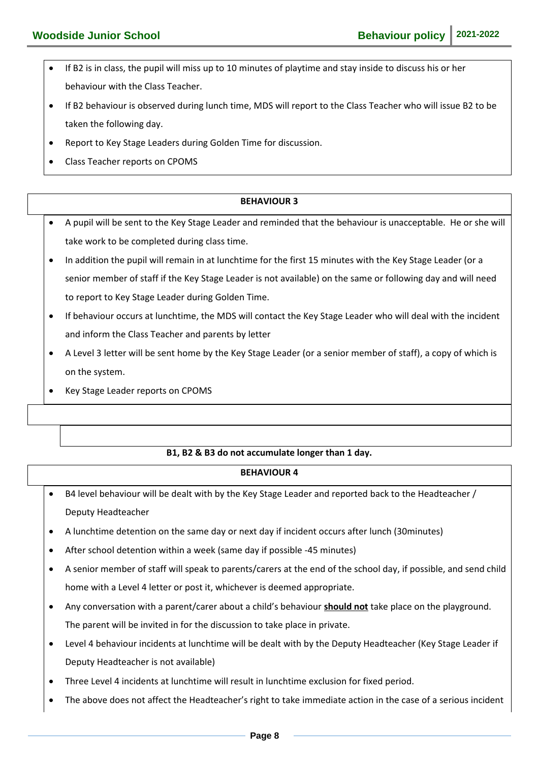- If B2 is in class, the pupil will miss up to 10 minutes of playtime and stay inside to discuss his or her behaviour with the Class Teacher.
- If B2 behaviour is observed during lunch time, MDS will report to the Class Teacher who will issue B2 to be taken the following day.
- Report to Key Stage Leaders during Golden Time for discussion.
- Class Teacher reports on CPOMS

**BEHAVIOUR 3**

- A pupil will be sent to the Key Stage Leader and reminded that the behaviour is unacceptable. He or she will take work to be completed during class time.
- In addition the pupil will remain in at lunchtime for the first 15 minutes with the Key Stage Leader (or a senior member of staff if the Key Stage Leader is not available) on the same or following day and will need to report to Key Stage Leader during Golden Time.
- If behaviour occurs at lunchtime, the MDS will contact the Key Stage Leader who will deal with the incident and inform the Class Teacher and parents by letter
- A Level 3 letter will be sent home by the Key Stage Leader (or a senior member of staff), a copy of which is on the system.
- Key Stage Leader reports on CPOMS

**B1, B2 & B3 do not accumulate longer than 1 day.**

**BEHAVIOUR 4**

- B4 level behaviour will be dealt with by the Key Stage Leader and reported back to the Headteacher / Deputy Headteacher
- A lunchtime detention on the same day or next day if incident occurs after lunch (30minutes)
- After school detention within a week (same day if possible -45 minutes)
- A senior member of staff will speak to parents/carers at the end of the school day, if possible, and send child home with a Level 4 letter or post it, whichever is deemed appropriate.
- Any conversation with a parent/carer about a child's behaviour **should not** take place on the playground. The parent will be invited in for the discussion to take place in private.
- Level 4 behaviour incidents at lunchtime will be dealt with by the Deputy Headteacher (Key Stage Leader if Deputy Headteacher is not available)
- Three Level 4 incidents at lunchtime will result in lunchtime exclusion for fixed period.
- The above does not affect the Headteacher's right to take immediate action in the case of a serious incident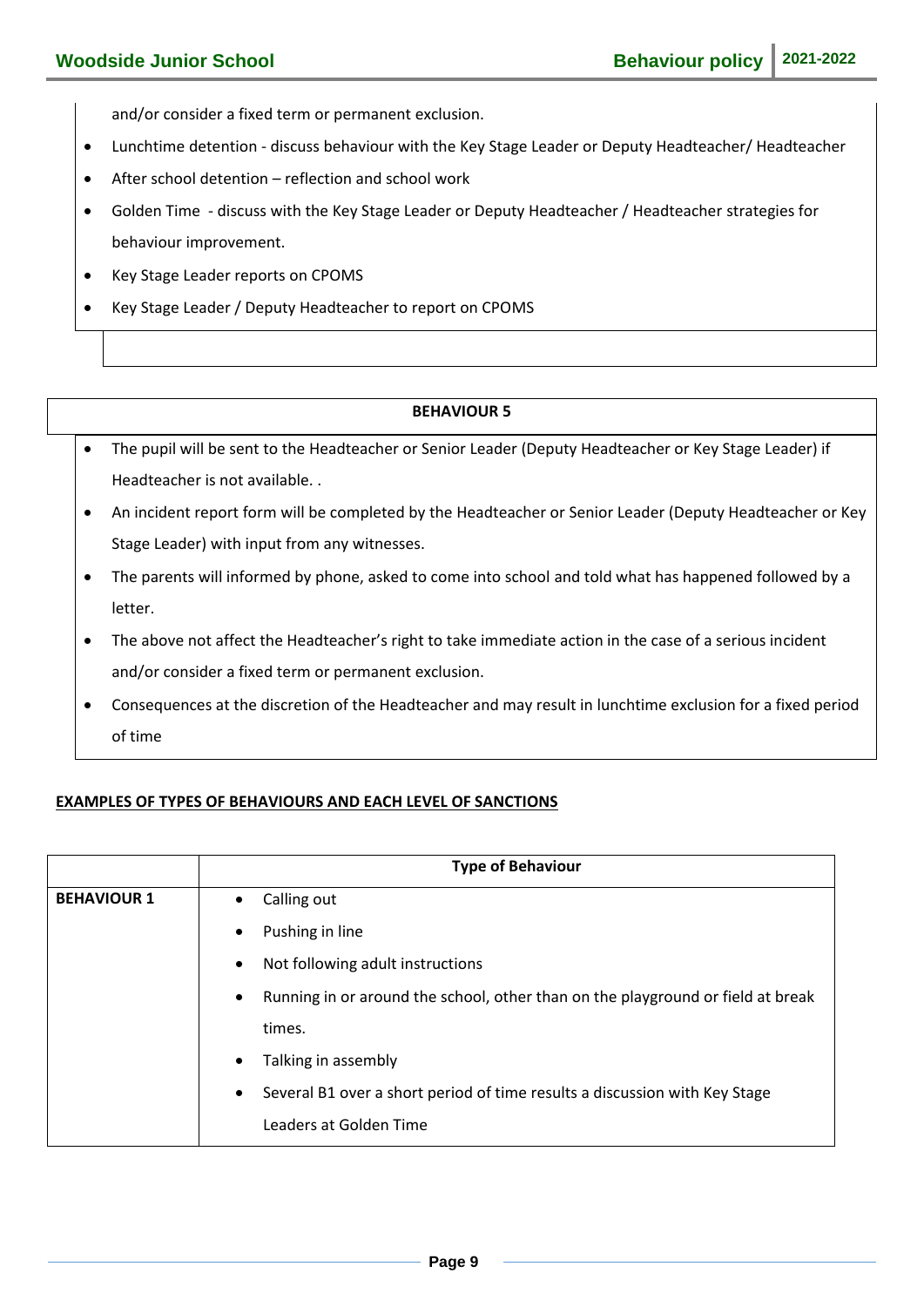and/or consider a fixed term or permanent exclusion.

- Lunchtime detention - discuss behaviour with the Key Stage Leader or Deputy Headteacher/ Headteacher
- After school detention – reflection and school work
- Golden Time - discuss with the Key Stage Leader or Deputy Headteacher / Headteacher strategies for behaviour improvement.
- Key Stage Leader reports on CPOMS
- Key Stage Leader / Deputy Headteacher to report on CPOMS

**BEHAVIOUR 5**

- The pupil will be sent to the Headteacher or Senior Leader (Deputy Headteacher or Key Stage Leader) if Headteacher is not available. .
- An incident report form will be completed by the Headteacher or Senior Leader (Deputy Headteacher or Key Stage Leader) with input from any witnesses.
- The parents will informed by phone, asked to come into school and told what has happened followed by a letter.
- The above not affect the Headteacher's right to take immediate action in the case of a serious incident and/or consider a fixed term or permanent exclusion.
- Consequences at the discretion of the Headteacher and may result in lunchtime exclusion for a fixed period of time

**EXAMPLES OF TYPES OF BEHAVIOURS AND EACH LEVEL OF SANCTIONS**

| | **Type of Behaviour** |
|---|---|
| **BEHAVIOUR 1** | • Calling out<br>• Pushing in line<br>• Not following adult instructions<br>• Running in or around the school, other than on the playground or field at break times.<br>• Talking in assembly<br>• Several B1 over a short period of time results a discussion with Key Stage Leaders at Golden Time |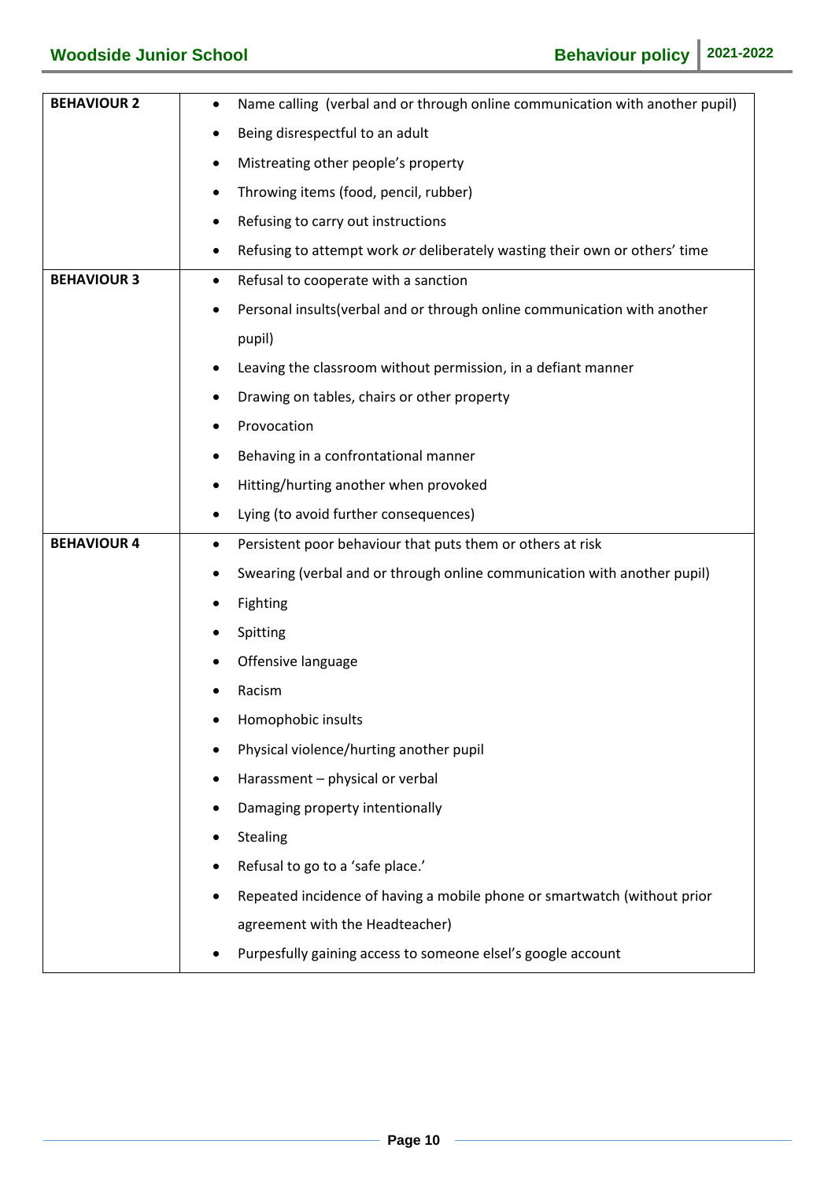| BEHAVIOUR 2 | <ul><li>Name calling (verbal and or through online communication with another pupil)</li><li>Being disrespectful to an adult</li><li>Mistreating other people's property</li><li>Throwing items (food, pencil, rubber)</li><li>Refusing to carry out instructions</li><li>Refusing to attempt work *or* deliberately wasting their own or others' time</li></ul> |
|---|---|
| **BEHAVIOUR 3** | <ul><li>Refusal to cooperate with a sanction</li><li>Personal insults(verbal and or through online communication with another pupil)</li><li>Leaving the classroom without permission, in a defiant manner</li><li>Drawing on tables, chairs or other property</li><li>Provocation</li><li>Behaving in a confrontational manner</li><li>Hitting/hurting another when provoked</li><li>Lying (to avoid further consequences)</li></ul> |
| **BEHAVIOUR 4** | <ul><li>Persistent poor behaviour that puts them or others at risk</li><li>Swearing (verbal and or through online communication with another pupil)</li><li>Fighting</li><li>Spitting</li><li>Offensive language</li><li>Racism</li><li>Homophobic insults</li><li>Physical violence/hurting another pupil</li><li>Harassment – physical or verbal</li><li>Damaging property intentionally</li><li>Stealing</li><li>Refusal to go to a 'safe place.'</li><li>Repeated incidence of having a mobile phone or smartwatch (without prior agreement with the Headteacher)</li><li>Purpesfully gaining access to someone elsel's google account</li></ul> |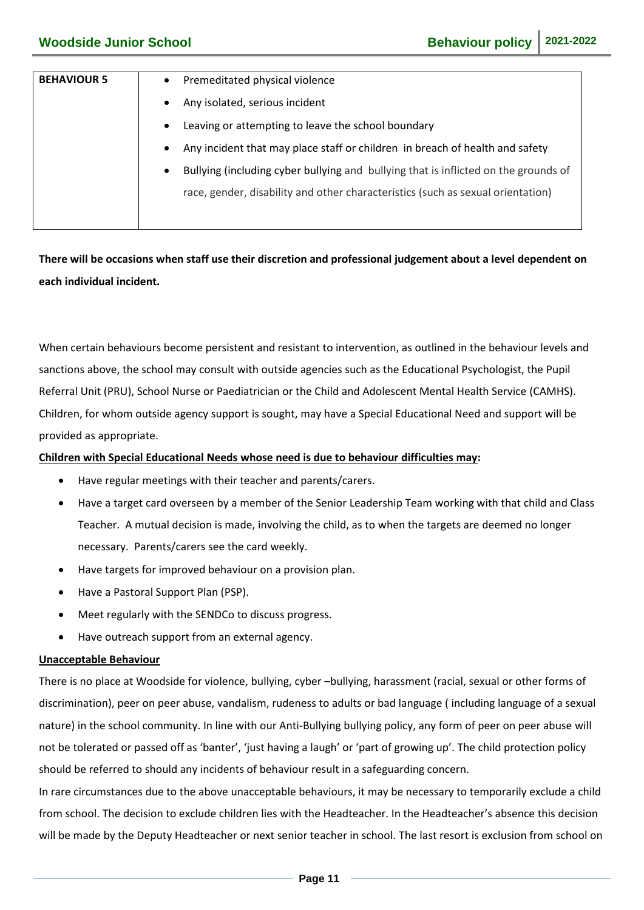| BEHAVIOUR 5 | • Premeditated physical violence<br>• Any isolated, serious incident<br>• Leaving or attempting to leave the school boundary<br>• Any incident that may place staff or children in breach of health and safety<br>• Bullying (including cyber bullying and bullying that is inflicted on the grounds of race, gender, disability and other characteristics (such as sexual orientation) |
|---|---|

**There will be occasions when staff use their discretion and professional judgement about a level dependent on each individual incident.**

When certain behaviours become persistent and resistant to intervention, as outlined in the behaviour levels and sanctions above, the school may consult with outside agencies such as the Educational Psychologist, the Pupil Referral Unit (PRU), School Nurse or Paediatrician or the Child and Adolescent Mental Health Service (CAMHS). Children, for whom outside agency support is sought, may have a Special Educational Need and support will be provided as appropriate.

**Children with Special Educational Needs whose need is due to behaviour difficulties may:**

- Have regular meetings with their teacher and parents/carers.
- Have a target card overseen by a member of the Senior Leadership Team working with that child and Class Teacher. A mutual decision is made, involving the child, as to when the targets are deemed no longer necessary. Parents/carers see the card weekly.
- Have targets for improved behaviour on a provision plan.
- Have a Pastoral Support Plan (PSP).
- Meet regularly with the SENDCo to discuss progress.
- Have outreach support from an external agency.

**Unacceptable Behaviour**

There is no place at Woodside for violence, bullying, cyber –bullying, harassment (racial, sexual or other forms of discrimination), peer on peer abuse, vandalism, rudeness to adults or bad language ( including language of a sexual nature) in the school community. In line with our Anti-Bullying bullying policy, any form of peer on peer abuse will not be tolerated or passed off as 'banter', 'just having a laugh' or 'part of growing up'. The child protection policy should be referred to should any incidents of behaviour result in a safeguarding concern.

In rare circumstances due to the above unacceptable behaviours, it may be necessary to temporarily exclude a child from school. The decision to exclude children lies with the Headteacher. In the Headteacher's absence this decision will be made by the Deputy Headteacher or next senior teacher in school. The last resort is exclusion from school on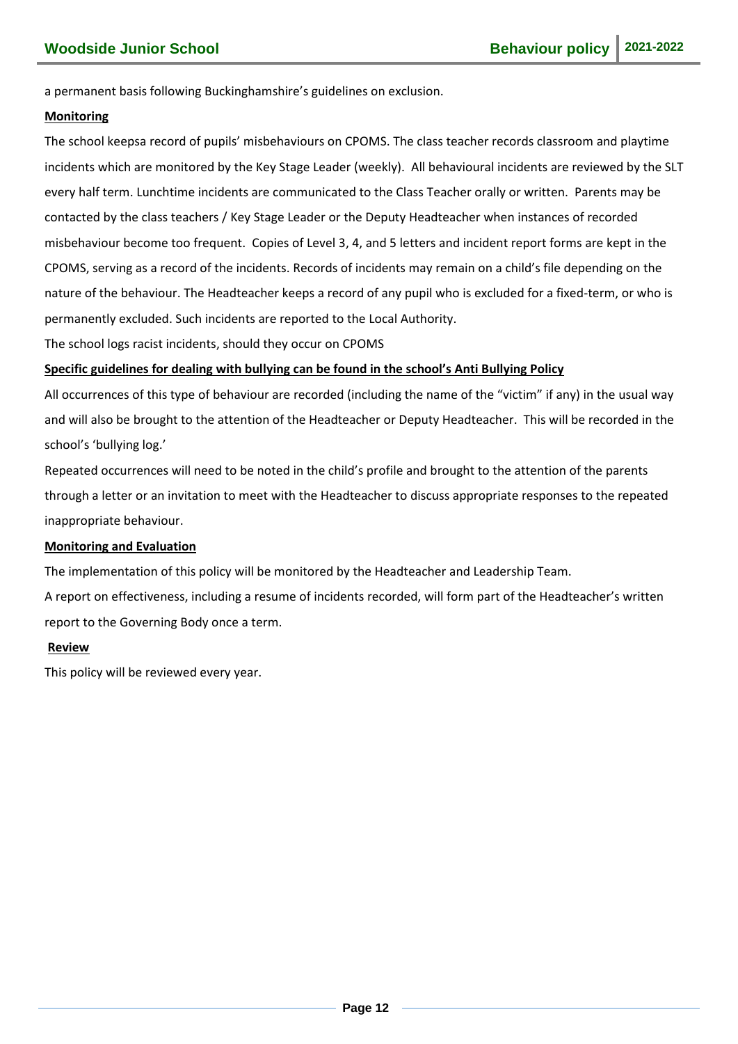a permanent basis following Buckinghamshire's guidelines on exclusion.

**Monitoring**

The school keepsa record of pupils' misbehaviours on CPOMS. The class teacher records classroom and playtime incidents which are monitored by the Key Stage Leader (weekly). All behavioural incidents are reviewed by the SLT every half term. Lunchtime incidents are communicated to the Class Teacher orally or written. Parents may be contacted by the class teachers / Key Stage Leader or the Deputy Headteacher when instances of recorded misbehaviour become too frequent. Copies of Level 3, 4, and 5 letters and incident report forms are kept in the CPOMS, serving as a record of the incidents. Records of incidents may remain on a child's file depending on the nature of the behaviour. The Headteacher keeps a record of any pupil who is excluded for a fixed-term, or who is permanently excluded. Such incidents are reported to the Local Authority.

The school logs racist incidents, should they occur on CPOMS

**Specific guidelines for dealing with bullying can be found in the school's Anti Bullying Policy**

All occurrences of this type of behaviour are recorded (including the name of the "victim" if any) in the usual way and will also be brought to the attention of the Headteacher or Deputy Headteacher. This will be recorded in the school's 'bullying log.'

Repeated occurrences will need to be noted in the child's profile and brought to the attention of the parents through a letter or an invitation to meet with the Headteacher to discuss appropriate responses to the repeated inappropriate behaviour.

**Monitoring and Evaluation**

The implementation of this policy will be monitored by the Headteacher and Leadership Team.

A report on effectiveness, including a resume of incidents recorded, will form part of the Headteacher's written report to the Governing Body once a term.

**Review**

This policy will be reviewed every year.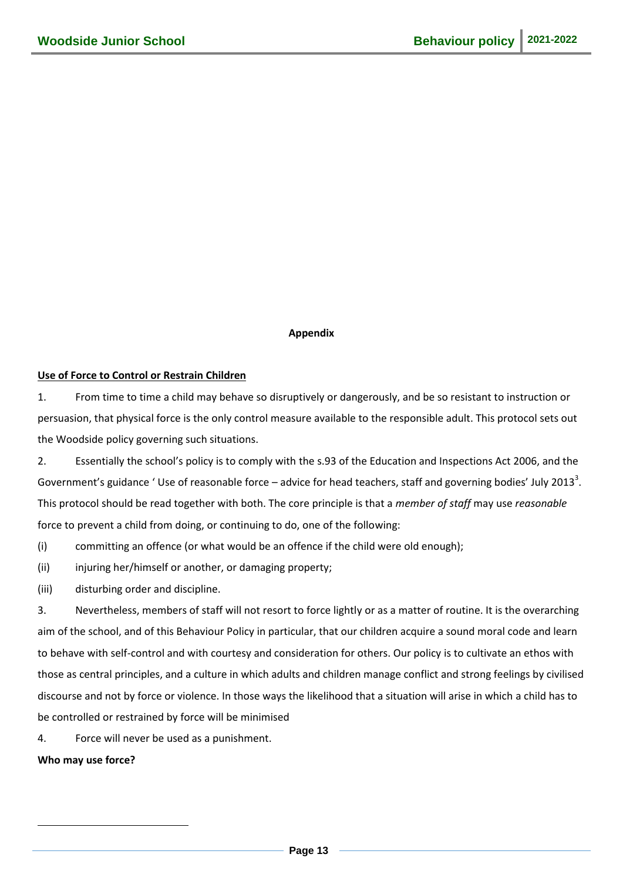**Appendix**

**Use of Force to Control or Restrain Children**

1. From time to time a child may behave so disruptively or dangerously, and be so resistant to instruction or persuasion, that physical force is the only control measure available to the responsible adult. This protocol sets out the Woodside policy governing such situations.

2. Essentially the school's policy is to comply with the s.93 of the Education and Inspections Act 2006, and the Government's guidance ' Use of reasonable force – advice for head teachers, staff and governing bodies' July 2013[3]. This protocol should be read together with both. The core principle is that a *member of staff* may use *reasonable* force to prevent a child from doing, or continuing to do, one of the following:

(i) committing an offence (or what would be an offence if the child were old enough);

(ii) injuring her/himself or another, or damaging property;

(iii) disturbing order and discipline.

3. Nevertheless, members of staff will not resort to force lightly or as a matter of routine. It is the overarching aim of the school, and of this Behaviour Policy in particular, that our children acquire a sound moral code and learn to behave with self-control and with courtesy and consideration for others. Our policy is to cultivate an ethos with those as central principles, and a culture in which adults and children manage conflict and strong feelings by civilised discourse and not by force or violence. In those ways the likelihood that a situation will arise in which a child has to be controlled or restrained by force will be minimised

4. Force will never be used as a punishment.

**Who may use force?**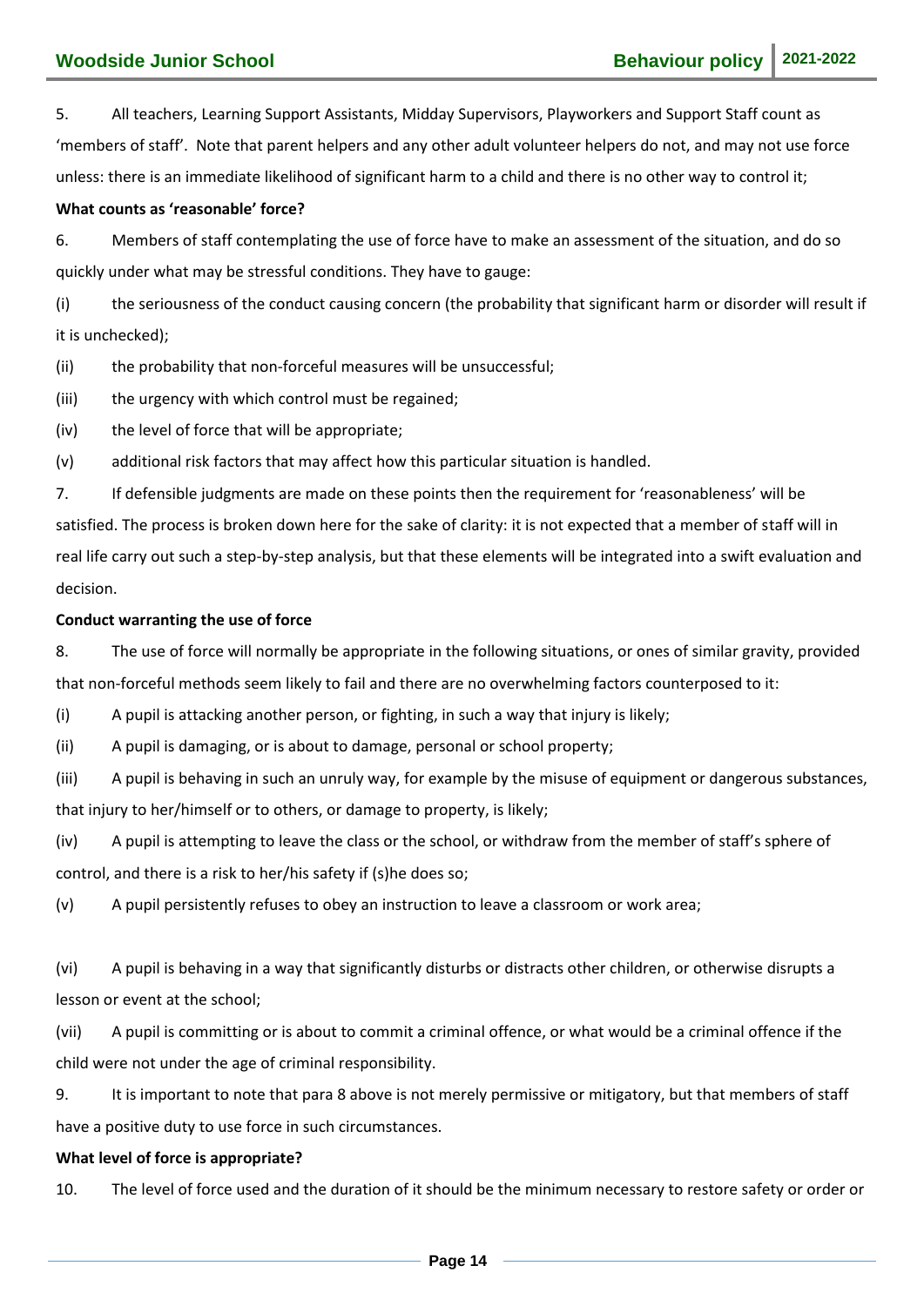5. All teachers, Learning Support Assistants, Midday Supervisors, Playworkers and Support Staff count as 'members of staff'. Note that parent helpers and any other adult volunteer helpers do not, and may not use force unless: there is an immediate likelihood of significant harm to a child and there is no other way to control it;

**What counts as 'reasonable' force?**

6. Members of staff contemplating the use of force have to make an assessment of the situation, and do so quickly under what may be stressful conditions. They have to gauge:

(i) the seriousness of the conduct causing concern (the probability that significant harm or disorder will result if it is unchecked);

(ii) the probability that non-forceful measures will be unsuccessful;

(iii) the urgency with which control must be regained;

(iv) the level of force that will be appropriate;

(v) additional risk factors that may affect how this particular situation is handled.

7. If defensible judgments are made on these points then the requirement for 'reasonableness' will be satisfied. The process is broken down here for the sake of clarity: it is not expected that a member of staff will in real life carry out such a step-by-step analysis, but that these elements will be integrated into a swift evaluation and decision.

**Conduct warranting the use of force**

8. The use of force will normally be appropriate in the following situations, or ones of similar gravity, provided that non-forceful methods seem likely to fail and there are no overwhelming factors counterposed to it:

(i) A pupil is attacking another person, or fighting, in such a way that injury is likely;

(ii) A pupil is damaging, or is about to damage, personal or school property;

(iii) A pupil is behaving in such an unruly way, for example by the misuse of equipment or dangerous substances, that injury to her/himself or to others, or damage to property, is likely;

(iv) A pupil is attempting to leave the class or the school, or withdraw from the member of staff's sphere of control, and there is a risk to her/his safety if (s)he does so;

(v) A pupil persistently refuses to obey an instruction to leave a classroom or work area;

(vi) A pupil is behaving in a way that significantly disturbs or distracts other children, or otherwise disrupts a lesson or event at the school;

(vii) A pupil is committing or is about to commit a criminal offence, or what would be a criminal offence if the child were not under the age of criminal responsibility.

9. It is important to note that para 8 above is not merely permissive or mitigatory, but that members of staff have a positive duty to use force in such circumstances.

**What level of force is appropriate?**

10. The level of force used and the duration of it should be the minimum necessary to restore safety or order or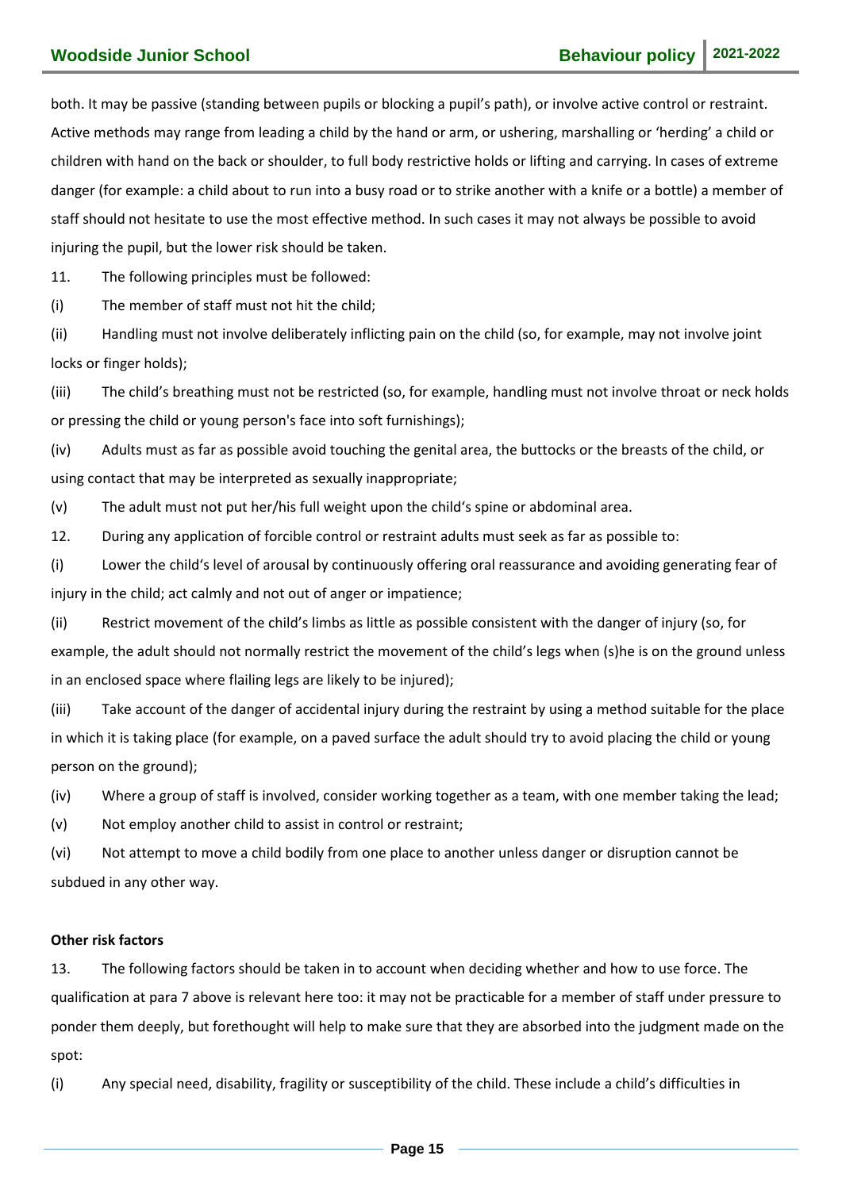both. It may be passive (standing between pupils or blocking a pupil's path), or involve active control or restraint. Active methods may range from leading a child by the hand or arm, or ushering, marshalling or 'herding' a child or children with hand on the back or shoulder, to full body restrictive holds or lifting and carrying. In cases of extreme danger (for example: a child about to run into a busy road or to strike another with a knife or a bottle) a member of staff should not hesitate to use the most effective method. In such cases it may not always be possible to avoid injuring the pupil, but the lower risk should be taken.

11. The following principles must be followed:

(i) The member of staff must not hit the child;

(ii) Handling must not involve deliberately inflicting pain on the child (so, for example, may not involve joint locks or finger holds);

(iii) The child's breathing must not be restricted (so, for example, handling must not involve throat or neck holds or pressing the child or young person's face into soft furnishings);

(iv) Adults must as far as possible avoid touching the genital area, the buttocks or the breasts of the child, or using contact that may be interpreted as sexually inappropriate;

(v) The adult must not put her/his full weight upon the child's spine or abdominal area.

12. During any application of forcible control or restraint adults must seek as far as possible to:

(i) Lower the child's level of arousal by continuously offering oral reassurance and avoiding generating fear of injury in the child; act calmly and not out of anger or impatience;

(ii) Restrict movement of the child's limbs as little as possible consistent with the danger of injury (so, for example, the adult should not normally restrict the movement of the child's legs when (s)he is on the ground unless in an enclosed space where flailing legs are likely to be injured);

(iii) Take account of the danger of accidental injury during the restraint by using a method suitable for the place in which it is taking place (for example, on a paved surface the adult should try to avoid placing the child or young person on the ground);

(iv) Where a group of staff is involved, consider working together as a team, with one member taking the lead;

(v) Not employ another child to assist in control or restraint;

(vi) Not attempt to move a child bodily from one place to another unless danger or disruption cannot be subdued in any other way.

**Other risk factors**

13. The following factors should be taken in to account when deciding whether and how to use force. The qualification at para 7 above is relevant here too: it may not be practicable for a member of staff under pressure to ponder them deeply, but forethought will help to make sure that they are absorbed into the judgment made on the spot:

(i) Any special need, disability, fragility or susceptibility of the child. These include a child's difficulties in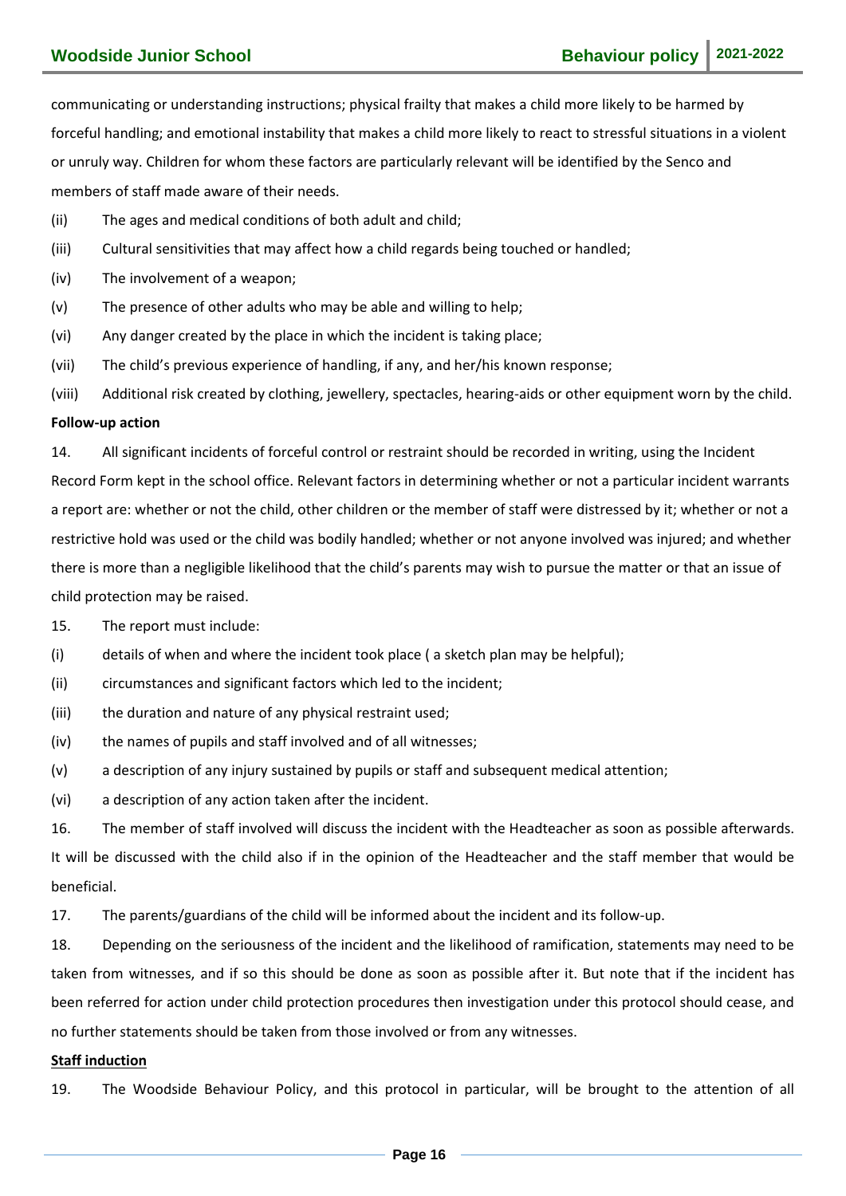communicating or understanding instructions; physical frailty that makes a child more likely to be harmed by forceful handling; and emotional instability that makes a child more likely to react to stressful situations in a violent or unruly way. Children for whom these factors are particularly relevant will be identified by the Senco and members of staff made aware of their needs.

(ii) The ages and medical conditions of both adult and child;

(iii) Cultural sensitivities that may affect how a child regards being touched or handled;

(iv) The involvement of a weapon;

(v) The presence of other adults who may be able and willing to help;

(vi) Any danger created by the place in which the incident is taking place;

(vii) The child's previous experience of handling, if any, and her/his known response;

(viii) Additional risk created by clothing, jewellery, spectacles, hearing-aids or other equipment worn by the child.

**Follow-up action**

14. All significant incidents of forceful control or restraint should be recorded in writing, using the Incident Record Form kept in the school office. Relevant factors in determining whether or not a particular incident warrants a report are: whether or not the child, other children or the member of staff were distressed by it; whether or not a restrictive hold was used or the child was bodily handled; whether or not anyone involved was injured; and whether there is more than a negligible likelihood that the child's parents may wish to pursue the matter or that an issue of child protection may be raised.

15. The report must include:

(i) details of when and where the incident took place ( a sketch plan may be helpful);

(ii) circumstances and significant factors which led to the incident;

(iii) the duration and nature of any physical restraint used;

(iv) the names of pupils and staff involved and of all witnesses;

(v) a description of any injury sustained by pupils or staff and subsequent medical attention;

(vi) a description of any action taken after the incident.

16. The member of staff involved will discuss the incident with the Headteacher as soon as possible afterwards. It will be discussed with the child also if in the opinion of the Headteacher and the staff member that would be beneficial.

17. The parents/guardians of the child will be informed about the incident and its follow-up.

18. Depending on the seriousness of the incident and the likelihood of ramification, statements may need to be taken from witnesses, and if so this should be done as soon as possible after it. But note that if the incident has been referred for action under child protection procedures then investigation under this protocol should cease, and no further statements should be taken from those involved or from any witnesses.

**Staff induction**

19. The Woodside Behaviour Policy, and this protocol in particular, will be brought to the attention of all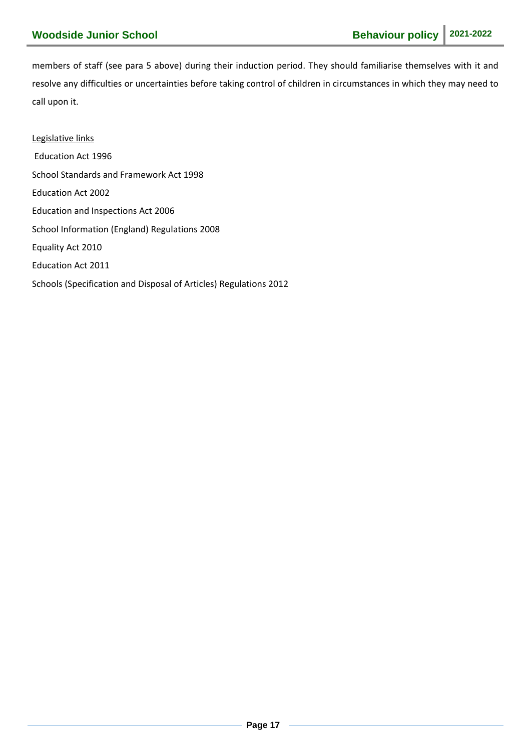members of staff (see para 5 above) during their induction period. They should familiarise themselves with it and resolve any difficulties or uncertainties before taking control of children in circumstances in which they may need to call upon it.

<u>Legislative links</u>

Education Act 1996

School Standards and Framework Act 1998

Education Act 2002

Education and Inspections Act 2006

School Information (England) Regulations 2008

Equality Act 2010

Education Act 2011

Schools (Specification and Disposal of Articles) Regulations 2012